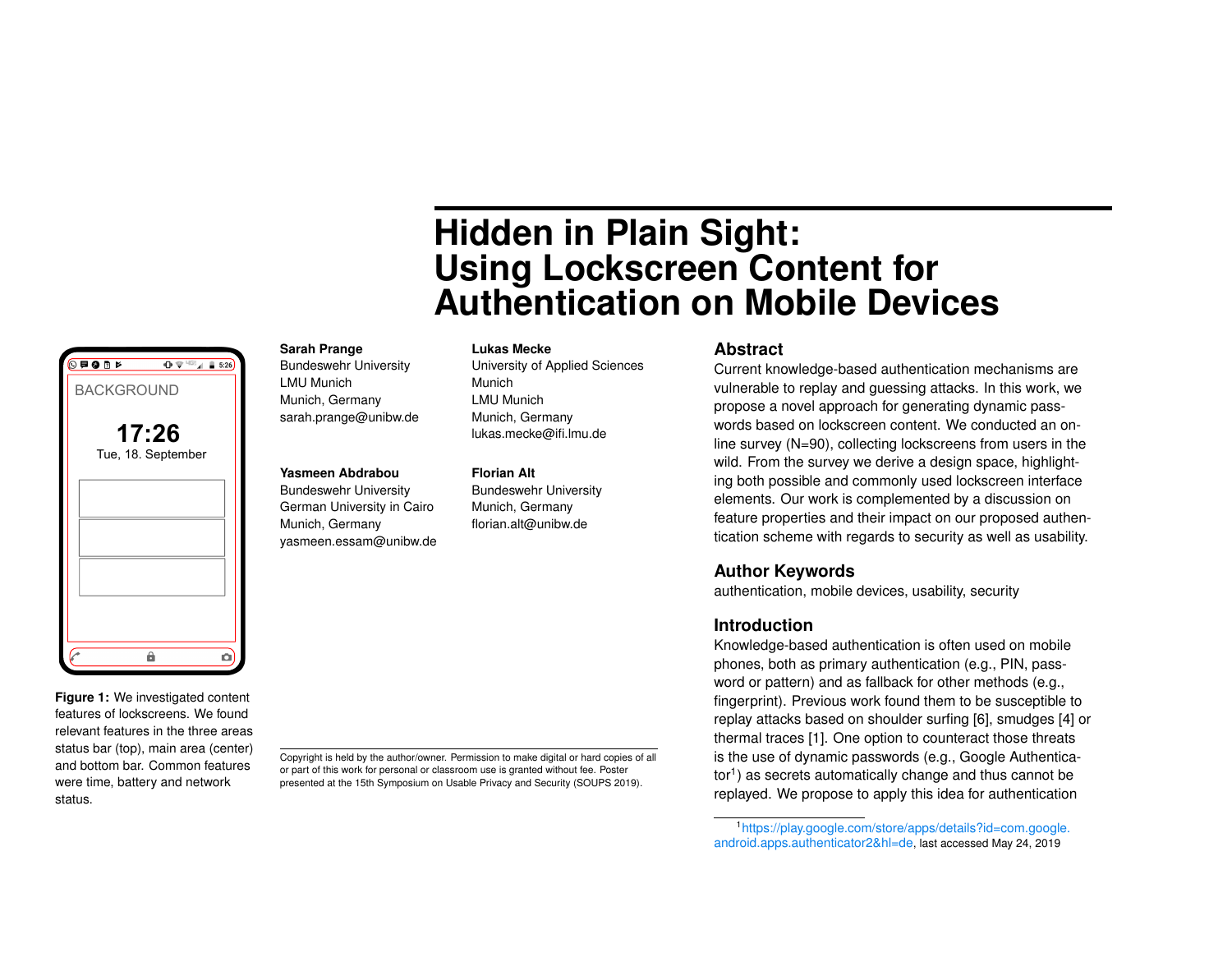# Hidden in Plain Sight: Using Lockscreen Content for Authentication on Mobile Devices

**Sarah Prange**
Bundeswehr University
LMU Munich
Munich, Germany
sarah.prange@unibw.de

**Lukas Mecke**
University of Applied Sciences
Munich
LMU Munich
Munich, Germany
lukas.mecke@ifi.lmu.de

**Yasmeen Abdrabou**
Bundeswehr University
German University in Cairo
Munich, Germany
yasmeen.essam@unibw.de

**Florian Alt**
Bundeswehr University
Munich, Germany
florian.alt@unibw.de

**Figure 1:** We investigated content features of lockscreens. We found relevant features in the three areas status bar (top), main area (center) and bottom bar. Common features were time, battery and network status.

Copyright is held by the author/owner. Permission to make digital or hard copies of all or part of this work for personal or classroom use is granted without fee. Poster presented at the 15th Symposium on Usable Privacy and Security (SOUPS 2019).

## Abstract

Current knowledge-based authentication mechanisms are vulnerable to replay and guessing attacks. In this work, we propose a novel approach for generating dynamic passwords based on lockscreen content. We conducted an online survey (N=90), collecting lockscreens from users in the wild. From the survey we derive a design space, highlighting both possible and commonly used lockscreen interface elements. Our work is complemented by a discussion on feature properties and their impact on our proposed authentication scheme with regards to security as well as usability.

## Author Keywords

authentication, mobile devices, usability, security

## Introduction

Knowledge-based authentication is often used on mobile phones, both as primary authentication (e.g., PIN, password or pattern) and as fallback for other methods (e.g., fingerprint). Previous work found them to be susceptible to replay attacks based on shoulder surfing [6], smudges [4] or thermal traces [1]. One option to counteract those threats is the use of dynamic passwords (e.g., Google Authenticator[1]) as secrets automatically change and thus cannot be replayed. We propose to apply this idea for authentication

[1] https://play.google.com/store/apps/details?id=com.google.android.apps.authenticator2&hl=de, last accessed May 24, 2019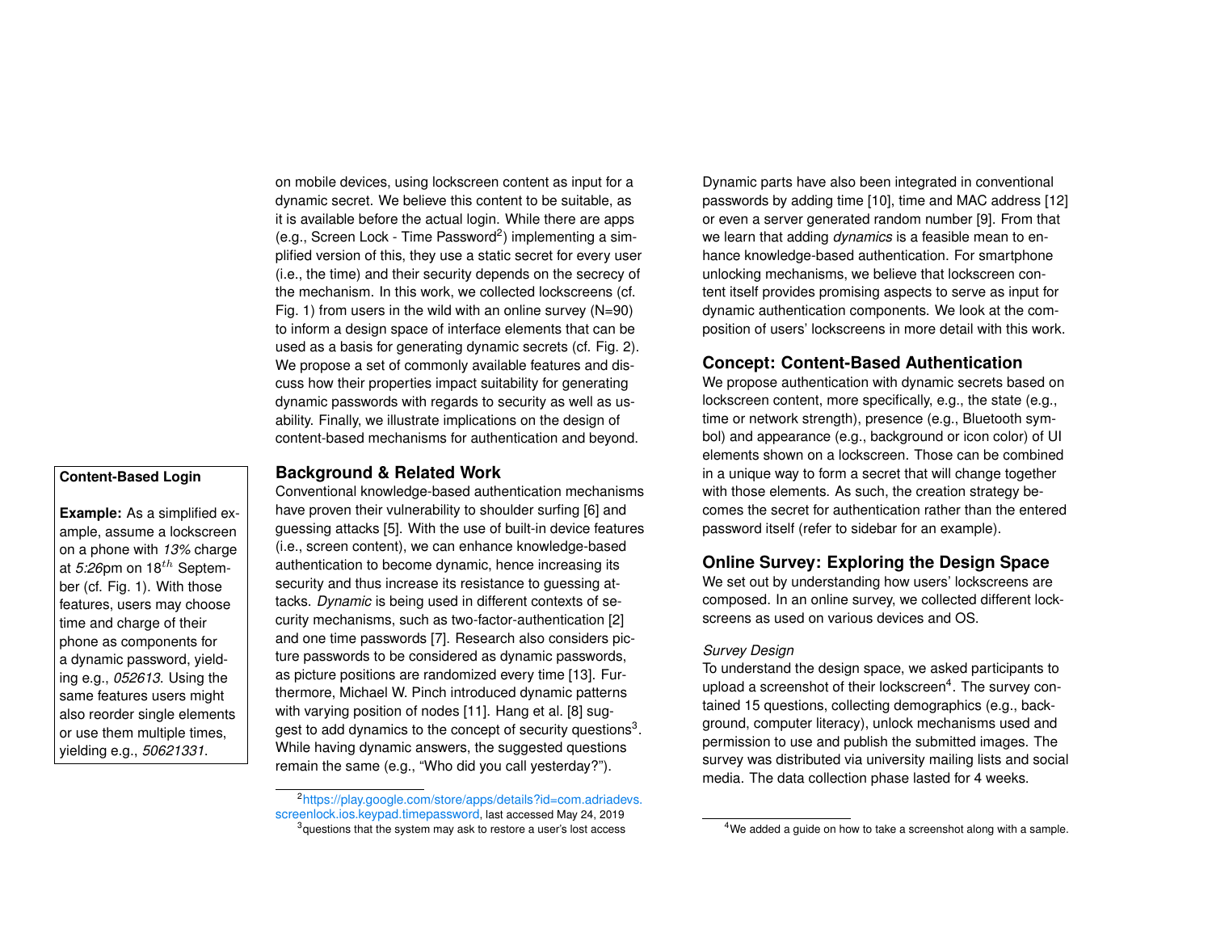on mobile devices, using lockscreen content as input for a dynamic secret. We believe this content to be suitable, as it is available before the actual login. While there are apps (e.g., Screen Lock - Time Password[2]) implementing a simplified version of this, they use a static secret for every user (i.e., the time) and their security depends on the secrecy of the mechanism. In this work, we collected lockscreens (cf. Fig. 1) from users in the wild with an online survey (N=90) to inform a design space of interface elements that can be used as a basis for generating dynamic secrets (cf. Fig. 2). We propose a set of commonly available features and discuss how their properties impact suitability for generating dynamic passwords with regards to security as well as usability. Finally, we illustrate implications on the design of content-based mechanisms for authentication and beyond.

> **Content-Based Login**
>
> **Example:** As a simplified example, assume a lockscreen on a phone with *13%* charge at *5:26*pm on $18^{th}$ September (cf. Fig. 1). With those features, users may choose time and charge of their phone as components for a dynamic password, yielding e.g., *052613*. Using the same features users might also reorder single elements or use them multiple times, yielding e.g., *50621331*.

## Background & Related Work

Conventional knowledge-based authentication mechanisms have proven their vulnerability to shoulder surfing [6] and guessing attacks [5]. With the use of built-in device features (i.e., screen content), we can enhance knowledge-based authentication to become dynamic, hence increasing its security and thus increase its resistance to guessing attacks. *Dynamic* is being used in different contexts of security mechanisms, such as two-factor-authentication [2] and one time passwords [7]. Research also considers picture passwords to be considered as dynamic passwords, as picture positions are randomized every time [13]. Furthermore, Michael W. Pinch introduced dynamic patterns with varying position of nodes [11]. Hang et al. [8] suggest to add dynamics to the concept of security questions[3]. While having dynamic answers, the suggested questions remain the same (e.g., "Who did you call yesterday?").

Dynamic parts have also been integrated in conventional passwords by adding time [10], time and MAC address [12] or even a server generated random number [9]. From that we learn that adding *dynamics* is a feasible mean to enhance knowledge-based authentication. For smartphone unlocking mechanisms, we believe that lockscreen content itself provides promising aspects to serve as input for dynamic authentication components. We look at the composition of users' lockscreens in more detail with this work.

## Concept: Content-Based Authentication

We propose authentication with dynamic secrets based on lockscreen content, more specifically, e.g., the state (e.g., time or network strength), presence (e.g., Bluetooth symbol) and appearance (e.g., background or icon color) of UI elements shown on a lockscreen. Those can be combined in a unique way to form a secret that will change together with those elements. As such, the creation strategy becomes the secret for authentication rather than the entered password itself (refer to sidebar for an example).

## Online Survey: Exploring the Design Space

We set out by understanding how users' lockscreens are composed. In an online survey, we collected different lockscreens as used on various devices and OS.

### *Survey Design*

To understand the design space, we asked participants to upload a screenshot of their lockscreen[4]. The survey contained 15 questions, collecting demographics (e.g., background, computer literacy), unlock mechanisms used and permission to use and publish the submitted images. The survey was distributed via university mailing lists and social media. The data collection phase lasted for 4 weeks.

---

[2] https://play.google.com/store/apps/details?id=com.adriadevs.screenlock.ios.keypad.timepassword, last accessed May 24, 2019

[3] questions that the system may ask to restore a user's lost access

[4] We added a guide on how to take a screenshot along with a sample.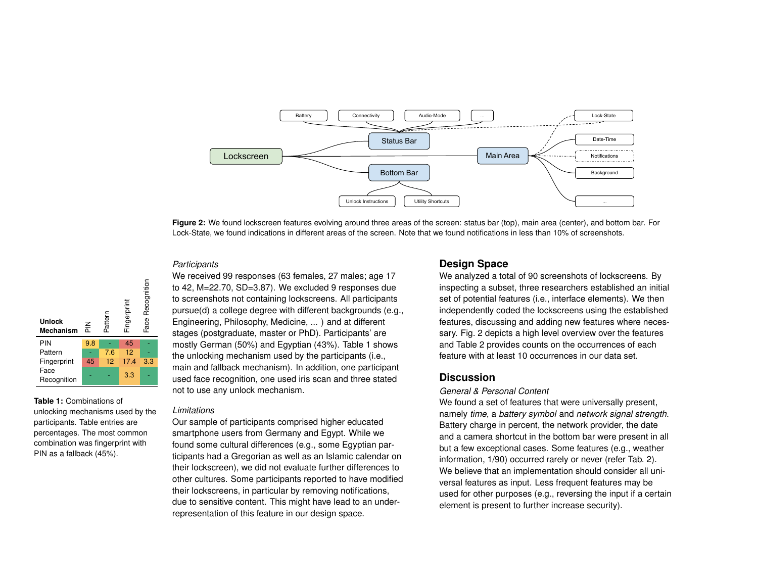Figure 2: We found lockscreen features evolving around three areas of the screen: status bar (top), main area (center), and bottom bar. For Lock-State, we found indications in different areas of the screen. Note that we found notifications in less than 10% of screenshots.

| Unlock Mechanism | PIN | Pattern | Fingerprint | Face Recognition |
|---|---|---|---|---|
| PIN | 9.8 | - | 45 | - |
| Pattern | - | 7.6 | 12 | - |
| Fingerprint | 45 | 12 | 17.4 | 3.3 |
| Face Recognition | - | - | 3.3 | - |

**Table 1:** Combinations of unlocking mechanisms used by the participants. Table entries are percentages. The most common combination was fingerprint with PIN as a fallback (45%).

*Participants*

We received 99 responses (63 females, 27 males; age 17 to 42, M=22.70, SD=3.87). We excluded 9 responses due to screenshots not containing lockscreens. All participants pursue(d) a college degree with different backgrounds (e.g., Engineering, Philosophy, Medicine, ... ) and at different stages (postgraduate, master or PhD). Participants' are mostly German (50%) and Egyptian (43%). Table 1 shows the unlocking mechanism used by the participants (i.e., main and fallback mechanism). In addition, one participant used face recognition, one used iris scan and three stated not to use any unlock mechanism.

*Limitations*

Our sample of participants comprised higher educated smartphone users from Germany and Egypt. While we found some cultural differences (e.g., some Egyptian participants had a Gregorian as well as an Islamic calendar on their lockscreen), we did not evaluate further differences to other cultures. Some participants reported to have modified their lockscreens, in particular by removing notifications, due to sensitive content. This might have lead to an underrepresentation of this feature in our design space.

## Design Space

We analyzed a total of 90 screenshots of lockscreens. By inspecting a subset, three researchers established an initial set of potential features (i.e., interface elements). We then independently coded the lockscreens using the established features, discussing and adding new features where necessary. Fig. 2 depicts a high level overview over the features and Table 2 provides counts on the occurrences of each feature with at least 10 occurrences in our data set.

## Discussion

*General & Personal Content*

We found a set of features that were universally present, namely *time*, a *battery symbol* and *network signal strength*. Battery charge in percent, the network provider, the date and a camera shortcut in the bottom bar were present in all but a few exceptional cases. Some features (e.g., weather information, 1/90) occurred rarely or never (refer Tab. 2). We believe that an implementation should consider all universal features as input. Less frequent features may be used for other purposes (e.g., reversing the input if a certain element is present to further increase security).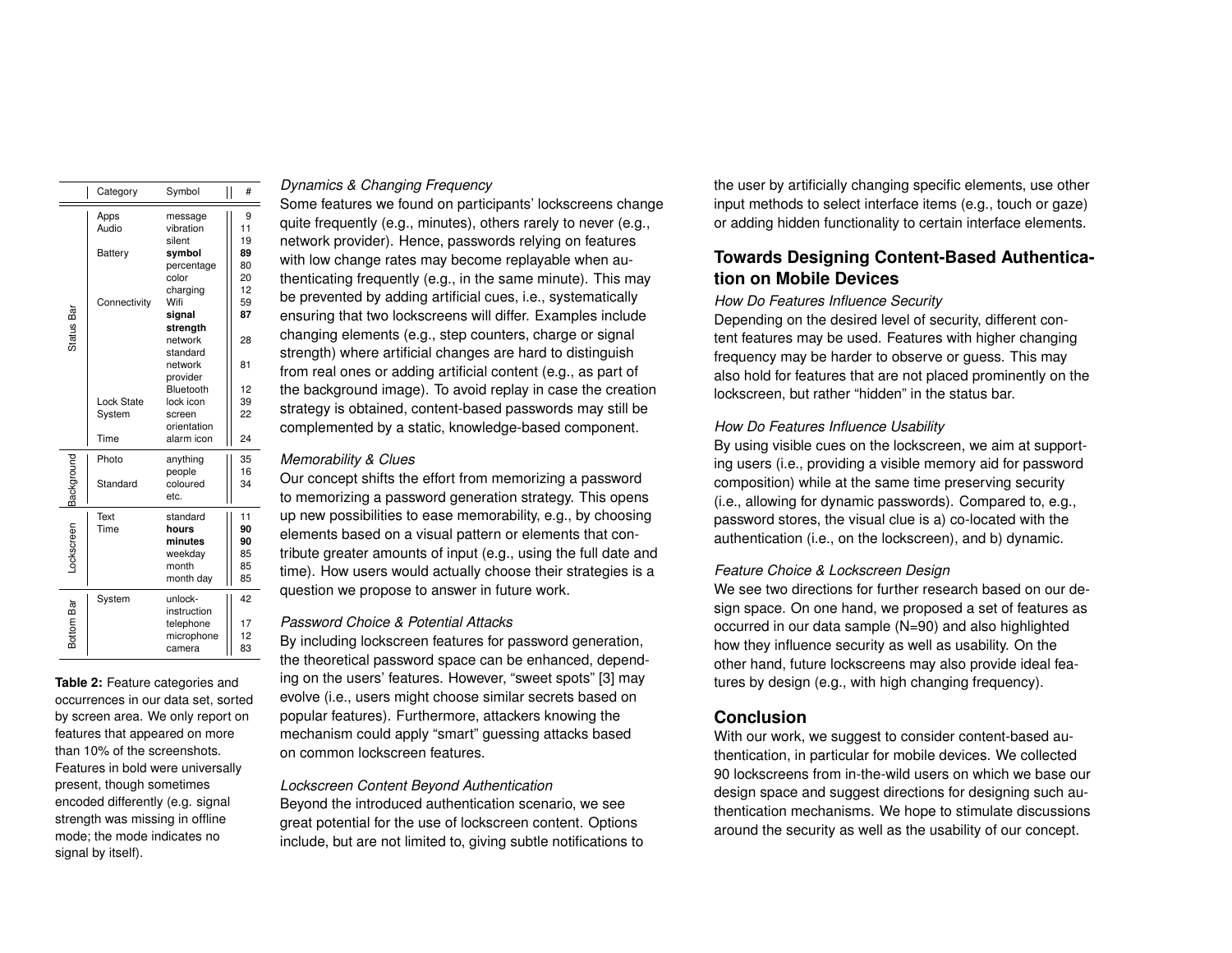| | Category | Symbol | # |
|---|---|---|---|
| Status Bar | Apps | message | 9 |
| | Audio | vibration | 11 |
| | | silent | 19 |
| | Battery | **symbol** | **89** |
| | | percentage | 80 |
| | | color | 20 |
| | | charging | 12 |
| | Connectivity | Wifi | 59 |
| | | **signal strength** | **87** |
| | | network standard | 28 |
| | | network provider | 81 |
| | | Bluetooth | 12 |
| | Lock State | lock icon | 39 |
| | System | screen orientation | 22 |
| | Time | alarm icon | 24 |
| Background | Photo | anything | 35 |
| | | people | 16 |
| | Standard | coloured etc. | 34 |
| Lockscreen | Text | standard | 11 |
| | Time | **hours** | **90** |
| | | **minutes** | **90** |
| | | weekday | 85 |
| | | month | 85 |
| | | month day | 85 |
| Bottom Bar | System | unlock-instruction | 42 |
| | | telephone | 17 |
| | | microphone | 12 |
| | | camera | 83 |

**Table 2:** Feature categories and occurrences in our data set, sorted by screen area. We only report on features that appeared on more than 10% of the screenshots. Features in bold were universally present, though sometimes encoded differently (e.g. signal strength was missing in offline mode; the mode indicates no signal by itself).

### *Dynamics & Changing Frequency*

Some features we found on participants' lockscreens change quite frequently (e.g., minutes), others rarely to never (e.g., network provider). Hence, passwords relying on features with low change rates may become replayable when authenticating frequently (e.g., in the same minute). This may be prevented by adding artificial cues, i.e., systematically ensuring that two lockscreens will differ. Examples include changing elements (e.g., step counters, charge or signal strength) where artificial changes are hard to distinguish from real ones or adding artificial content (e.g., as part of the background image). To avoid replay in case the creation strategy is obtained, content-based passwords may still be complemented by a static, knowledge-based component.

### *Memorability & Clues*

Our concept shifts the effort from memorizing a password to memorizing a password generation strategy. This opens up new possibilities to ease memorability, e.g., by choosing elements based on a visual pattern or elements that contribute greater amounts of input (e.g., using the full date and time). How users would actually choose their strategies is a question we propose to answer in future work.

### *Password Choice & Potential Attacks*

By including lockscreen features for password generation, the theoretical password space can be enhanced, depending on the users' features. However, "sweet spots" [3] may evolve (i.e., users might choose similar secrets based on popular features). Furthermore, attackers knowing the mechanism could apply "smart" guessing attacks based on common lockscreen features.

### *Lockscreen Content Beyond Authentication*

Beyond the introduced authentication scenario, we see great potential for the use of lockscreen content. Options include, but are not limited to, giving subtle notifications to the user by artificially changing specific elements, use other input methods to select interface items (e.g., touch or gaze) or adding hidden functionality to certain interface elements.

## Towards Designing Content-Based Authentication on Mobile Devices

### *How Do Features Influence Security*

Depending on the desired level of security, different content features may be used. Features with higher changing frequency may be harder to observe or guess. This may also hold for features that are not placed prominently on the lockscreen, but rather "hidden" in the status bar.

### *How Do Features Influence Usability*

By using visible cues on the lockscreen, we aim at supporting users (i.e., providing a visible memory aid for password composition) while at the same time preserving security (i.e., allowing for dynamic passwords). Compared to, e.g., password stores, the visual clue is a) co-located with the authentication (i.e., on the lockscreen), and b) dynamic.

### *Feature Choice & Lockscreen Design*

We see two directions for further research based on our design space. On one hand, we proposed a set of features as occurred in our data sample (N=90) and also highlighted how they influence security as well as usability. On the other hand, future lockscreens may also provide ideal features by design (e.g., with high changing frequency).

## Conclusion

With our work, we suggest to consider content-based authentication, in particular for mobile devices. We collected 90 lockscreens from in-the-wild users on which we base our design space and suggest directions for designing such authentication mechanisms. We hope to stimulate discussions around the security as well as the usability of our concept.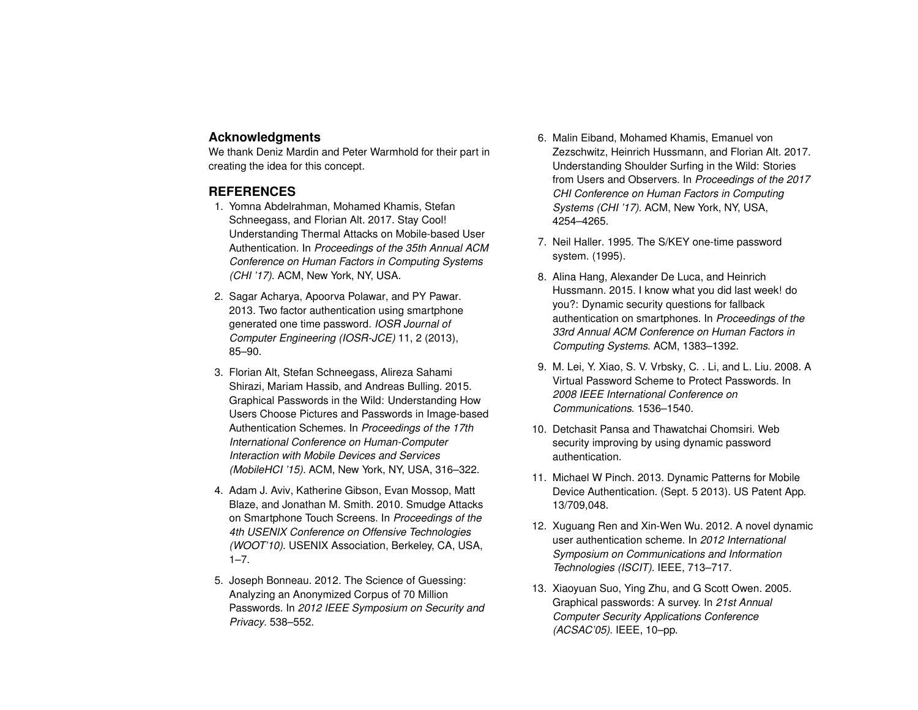## Acknowledgments

We thank Deniz Mardin and Peter Warmhold for their part in creating the idea for this concept.

## REFERENCES

1. Yomna Abdelrahman, Mohamed Khamis, Stefan Schneegass, and Florian Alt. 2017. Stay Cool! Understanding Thermal Attacks on Mobile-based User Authentication. In *Proceedings of the 35th Annual ACM Conference on Human Factors in Computing Systems (CHI '17)*. ACM, New York, NY, USA.
2. Sagar Acharya, Apoorva Polawar, and PY Pawar. 2013. Two factor authentication using smartphone generated one time password. *IOSR Journal of Computer Engineering (IOSR-JCE)* 11, 2 (2013), 85–90.
3. Florian Alt, Stefan Schneegass, Alireza Sahami Shirazi, Mariam Hassib, and Andreas Bulling. 2015. Graphical Passwords in the Wild: Understanding How Users Choose Pictures and Passwords in Image-based Authentication Schemes. In *Proceedings of the 17th International Conference on Human-Computer Interaction with Mobile Devices and Services (MobileHCI '15)*. ACM, New York, NY, USA, 316–322.
4. Adam J. Aviv, Katherine Gibson, Evan Mossop, Matt Blaze, and Jonathan M. Smith. 2010. Smudge Attacks on Smartphone Touch Screens. In *Proceedings of the 4th USENIX Conference on Offensive Technologies (WOOT'10)*. USENIX Association, Berkeley, CA, USA, 1–7.
5. Joseph Bonneau. 2012. The Science of Guessing: Analyzing an Anonymized Corpus of 70 Million Passwords. In *2012 IEEE Symposium on Security and Privacy*. 538–552.
6. Malin Eiband, Mohamed Khamis, Emanuel von Zezschwitz, Heinrich Hussmann, and Florian Alt. 2017. Understanding Shoulder Surfing in the Wild: Stories from Users and Observers. In *Proceedings of the 2017 CHI Conference on Human Factors in Computing Systems (CHI '17)*. ACM, New York, NY, USA, 4254–4265.
7. Neil Haller. 1995. The S/KEY one-time password system. (1995).
8. Alina Hang, Alexander De Luca, and Heinrich Hussmann. 2015. I know what you did last week! do you?: Dynamic security questions for fallback authentication on smartphones. In *Proceedings of the 33rd Annual ACM Conference on Human Factors in Computing Systems*. ACM, 1383–1392.
9. M. Lei, Y. Xiao, S. V. Vrbsky, C. . Li, and L. Liu. 2008. A Virtual Password Scheme to Protect Passwords. In *2008 IEEE International Conference on Communications*. 1536–1540.
10. Detchasit Pansa and Thawatchai Chomsiri. Web security improving by using dynamic password authentication.
11. Michael W Pinch. 2013. Dynamic Patterns for Mobile Device Authentication. (Sept. 5 2013). US Patent App. 13/709,048.
12. Xuguang Ren and Xin-Wen Wu. 2012. A novel dynamic user authentication scheme. In *2012 International Symposium on Communications and Information Technologies (ISCIT)*. IEEE, 713–717.
13. Xiaoyuan Suo, Ying Zhu, and G Scott Owen. 2005. Graphical passwords: A survey. In *21st Annual Computer Security Applications Conference (ACSAC'05)*. IEEE, 10–pp.